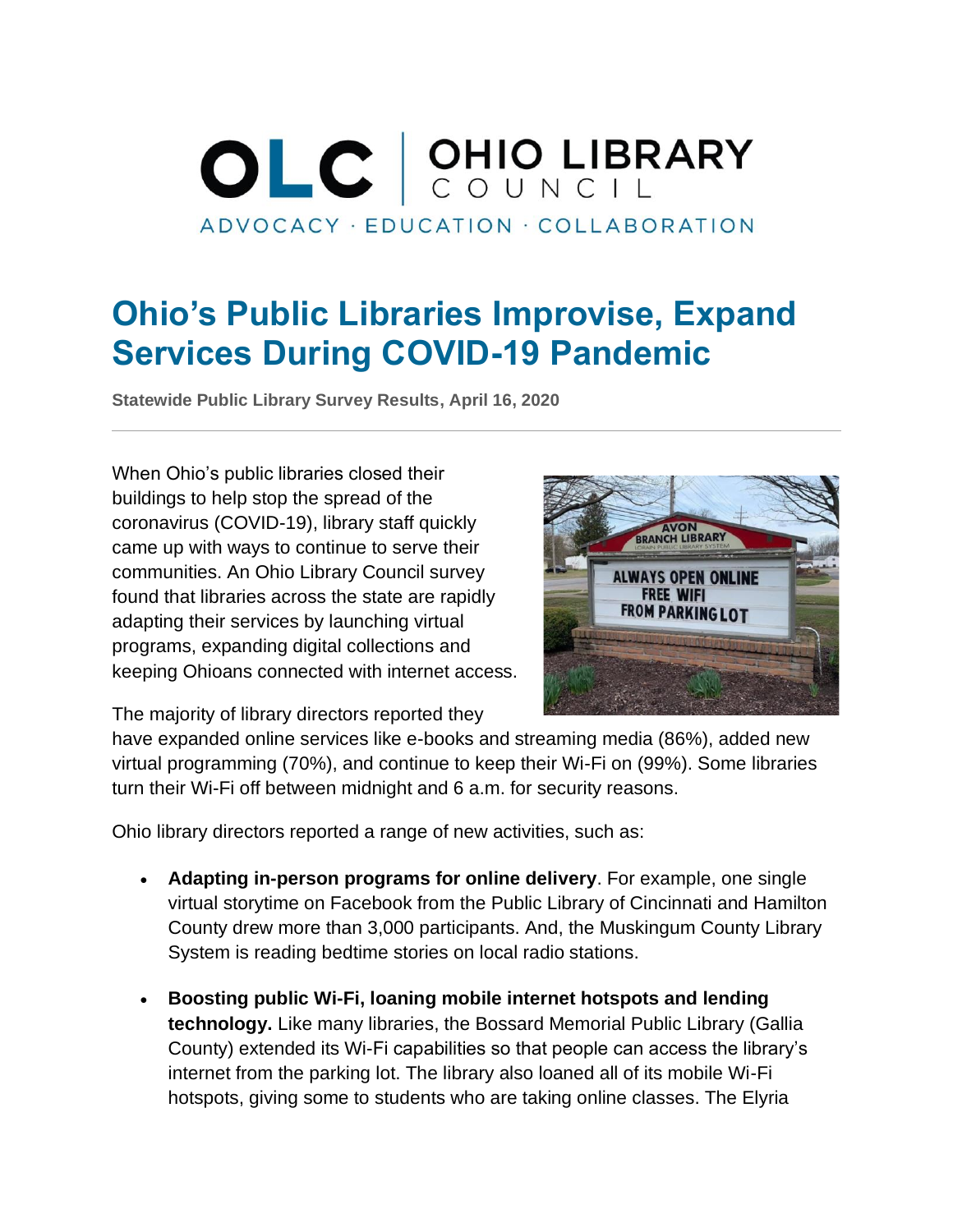OLC | OHIO LIBRARY COUNCIL

ADVOCACY · EDUCATION · COLLABORATION

# Ohio's Public Libraries Improvise, Expand Services During COVID-19 Pandemic

**Statewide Public Library Survey Results, April 16, 2020**

---

When Ohio's public libraries closed their buildings to help stop the spread of the coronavirus (COVID-19), library staff quickly came up with ways to continue to serve their communities. An Ohio Library Council survey found that libraries across the state are rapidly adapting their services by launching virtual programs, expanding digital collections and keeping Ohioans connected with internet access.

The majority of library directors reported they have expanded online services like e-books and streaming media (86%), added new virtual programming (70%), and continue to keep their Wi-Fi on (99%). Some libraries turn their Wi-Fi off between midnight and 6 a.m. for security reasons.

Ohio library directors reported a range of new activities, such as:

- **Adapting in-person programs for online delivery**. For example, one single virtual storytime on Facebook from the Public Library of Cincinnati and Hamilton County drew more than 3,000 participants. And, the Muskingum County Library System is reading bedtime stories on local radio stations.
- **Boosting public Wi-Fi, loaning mobile internet hotspots and lending technology.** Like many libraries, the Bossard Memorial Public Library (Gallia County) extended its Wi-Fi capabilities so that people can access the library's internet from the parking lot. The library also loaned all of its mobile Wi-Fi hotspots, giving some to students who are taking online classes. The Elyria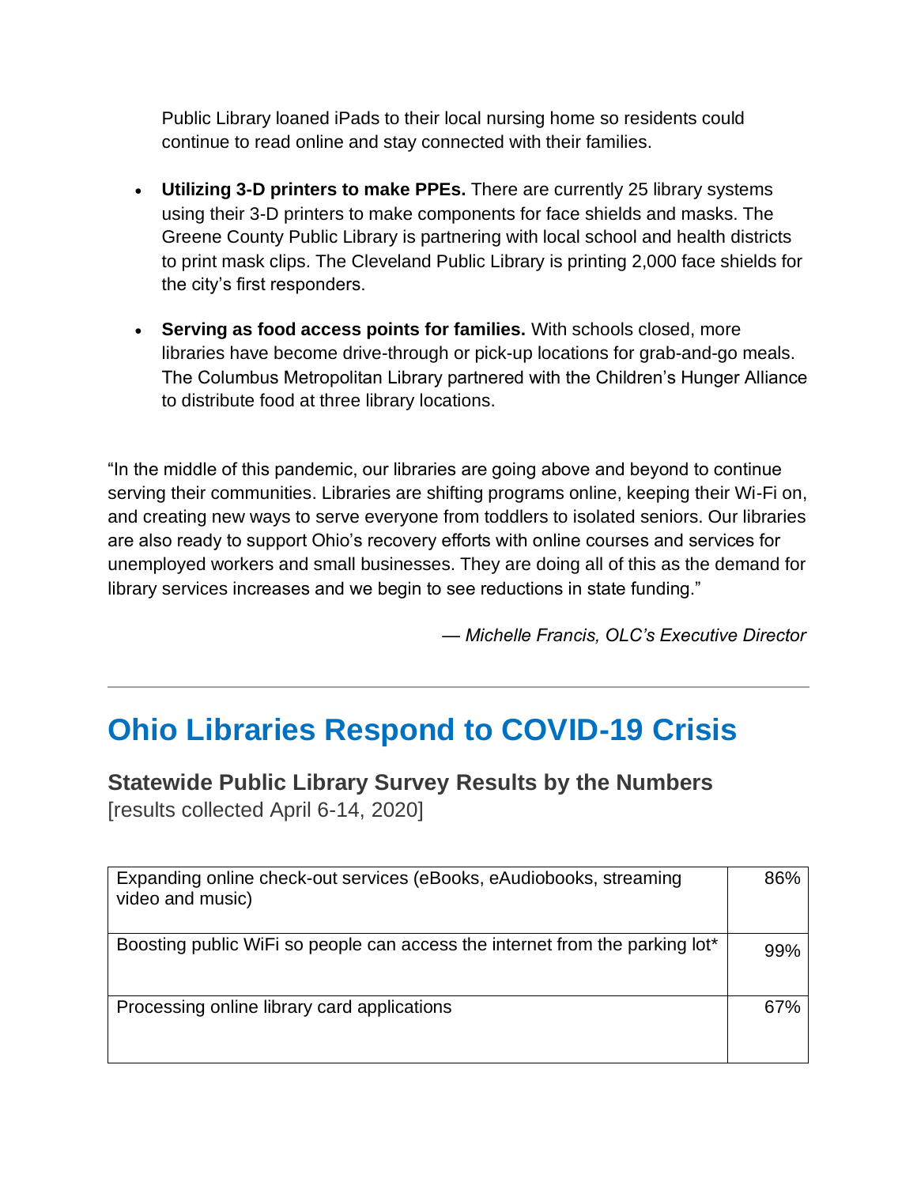Public Library loaned iPads to their local nursing home so residents could continue to read online and stay connected with their families.

- **Utilizing 3-D printers to make PPEs.** There are currently 25 library systems using their 3-D printers to make components for face shields and masks. The Greene County Public Library is partnering with local school and health districts to print mask clips. The Cleveland Public Library is printing 2,000 face shields for the city's first responders.
- **Serving as food access points for families.** With schools closed, more libraries have become drive-through or pick-up locations for grab-and-go meals. The Columbus Metropolitan Library partnered with the Children's Hunger Alliance to distribute food at three library locations.

"In the middle of this pandemic, our libraries are going above and beyond to continue serving their communities. Libraries are shifting programs online, keeping their Wi-Fi on, and creating new ways to serve everyone from toddlers to isolated seniors. Our libraries are also ready to support Ohio's recovery efforts with online courses and services for unemployed workers and small businesses. They are doing all of this as the demand for library services increases and we begin to see reductions in state funding."

*— Michelle Francis, OLC's Executive Director*

---

# Ohio Libraries Respond to COVID-19 Crisis

### Statewide Public Library Survey Results by the Numbers

[results collected April 6-14, 2020]

| | |
|---|---|
| Expanding online check-out services (eBooks, eAudiobooks, streaming video and music) | 86% |
| Boosting public WiFi so people can access the internet from the parking lot* | 99% |
| Processing online library card applications | 67% |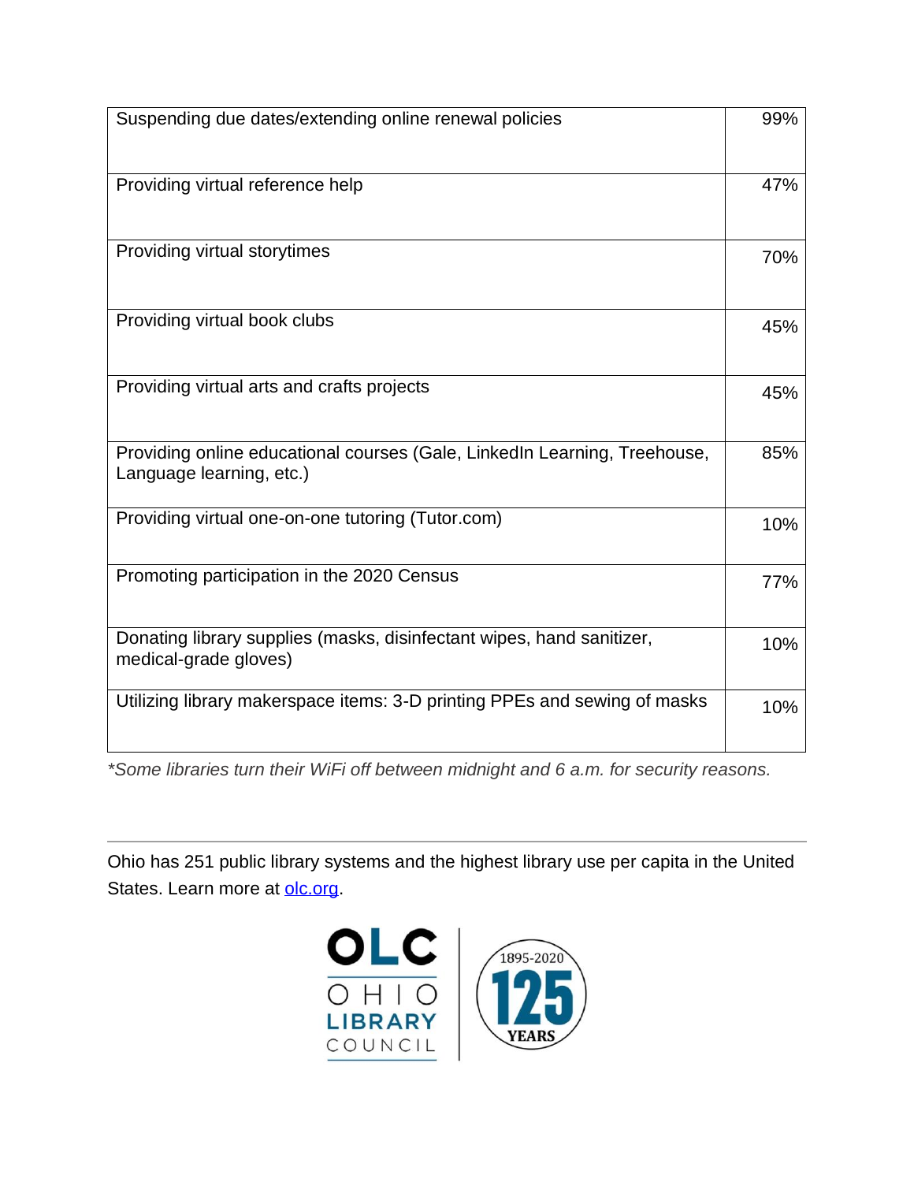| | |
|---|---|
| Suspending due dates/extending online renewal policies | 99% |
| Providing virtual reference help | 47% |
| Providing virtual storytimes | 70% |
| Providing virtual book clubs | 45% |
| Providing virtual arts and crafts projects | 45% |
| Providing online educational courses (Gale, LinkedIn Learning, Treehouse, Language learning, etc.) | 85% |
| Providing virtual one-on-one tutoring (Tutor.com) | 10% |
| Promoting participation in the 2020 Census | 77% |
| Donating library supplies (masks, disinfectant wipes, hand sanitizer, medical-grade gloves) | 10% |
| Utilizing library makerspace items: 3-D printing PPEs and sewing of masks | 10% |

*\*Some libraries turn their WiFi off between midnight and 6 a.m. for security reasons.*

---

Ohio has 251 public library systems and the highest library use per capita in the United States. Learn more at [olc.org](olc.org).

OLC OHIO LIBRARY COUNCIL

1895-2020 125 YEARS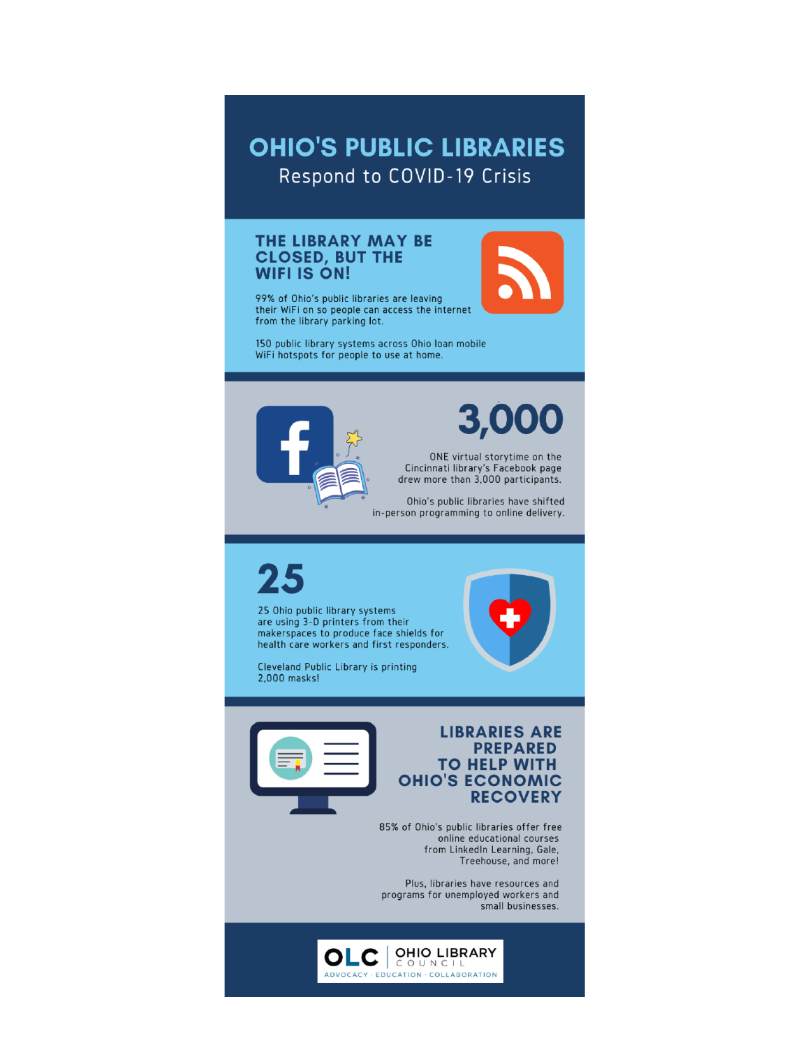# OHIO'S PUBLIC LIBRARIES

Respond to COVID-19 Crisis

## THE LIBRARY MAY BE CLOSED, BUT THE WIFI IS ON!

99% of Ohio's public libraries are leaving their WiFi on so people can access the internet from the library parking lot.

150 public library systems across Ohio loan mobile WiFi hotspots for people to use at home.

## 3,000

ONE virtual storytime on the Cincinnati library's Facebook page drew more than 3,000 participants.

Ohio's public libraries have shifted in-person programming to online delivery.

## 25

25 Ohio public library systems are using 3-D printers from their makerspaces to produce face shields for health care workers and first responders.

Cleveland Public Library is printing 2,000 masks!

## LIBRARIES ARE PREPARED TO HELP WITH OHIO'S ECONOMIC RECOVERY

85% of Ohio's public libraries offer free online educational courses from LinkedIn Learning, Gale, Treehouse, and more!

Plus, libraries have resources and programs for unemployed workers and small businesses.

OLC | OHIO LIBRARY COUNCIL

ADVOCACY · EDUCATION · COLLABORATION